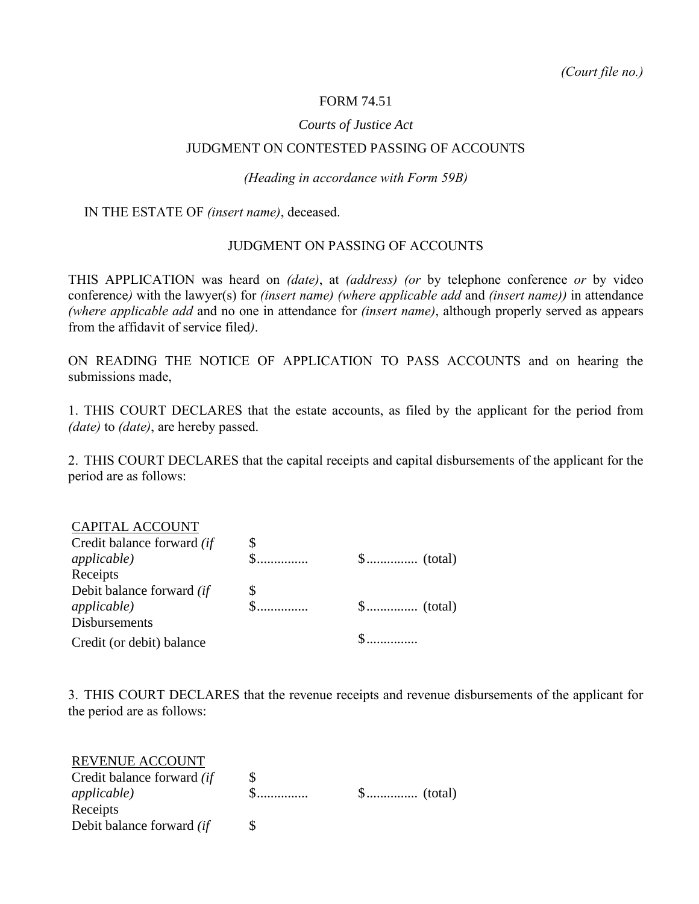*(Court file no.)*

FORM 74.51

*Courts of Justice Act*

JUDGMENT ON CONTESTED PASSING OF ACCOUNTS

*(Heading in accordance with Form 59B)*

IN THE ESTATE OF *(insert name)*, deceased.

JUDGMENT ON PASSING OF ACCOUNTS

THIS APPLICATION was heard on *(date)*, at *(address) (or* by telephone conference *or* by video conference*)* with the lawyer(s) for *(insert name) (where applicable add* and *(insert name))* in attendance *(where applicable add* and no one in attendance for *(insert name)*, although properly served as appears from the affidavit of service filed*)*.

ON READING THE NOTICE OF APPLICATION TO PASS ACCOUNTS and on hearing the submissions made,

1. THIS COURT DECLARES that the estate accounts, as filed by the applicant for the period from *(date)* to *(date)*, are hereby passed.

2. THIS COURT DECLARES that the capital receipts and capital disbursements of the applicant for the period are as follows:

| CAPITAL ACCOUNT | | |
|---|---|---|
| Credit balance forward *(if applicable)* | $ | |
| Receipts | $.............. | $.............. (total) |
| Debit balance forward *(if applicable)* | $ | |
| Disbursements | $.............. | $.............. (total) |
| Credit (or debit) balance | | $.............. |

3. THIS COURT DECLARES that the revenue receipts and revenue disbursements of the applicant for the period are as follows:

| REVENUE ACCOUNT | | |
|---|---|---|
| Credit balance forward *(if applicable)* | $ | |
| Receipts | $.............. | $.............. (total) |
| Debit balance forward *(if* | $ | |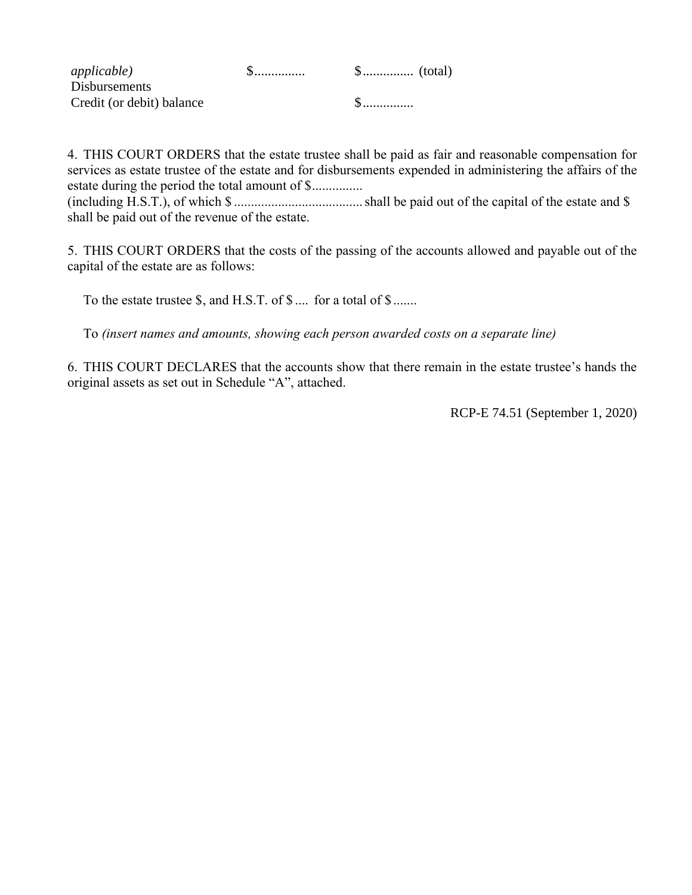| | | |
|---|---|---|
| *applicable)* | $............... | $............... (total) |
| Disbursements | | |
| Credit (or debit) balance | | $............... |

4. THIS COURT ORDERS that the estate trustee shall be paid as fair and reasonable compensation for services as estate trustee of the estate and for disbursements expended in administering the affairs of the estate during the period the total amount of $..............
(including H.S.T.), of which $ ..................................... shall be paid out of the capital of the estate and $ shall be paid out of the revenue of the estate.

5. THIS COURT ORDERS that the costs of the passing of the accounts allowed and payable out of the capital of the estate are as follows:

To the estate trustee $, and H.S.T. of $ .... for a total of $ .......

To *(insert names and amounts, showing each person awarded costs on a separate line)*

6. THIS COURT DECLARES that the accounts show that there remain in the estate trustee's hands the original assets as set out in Schedule "A", attached.

RCP-E 74.51 (September 1, 2020)